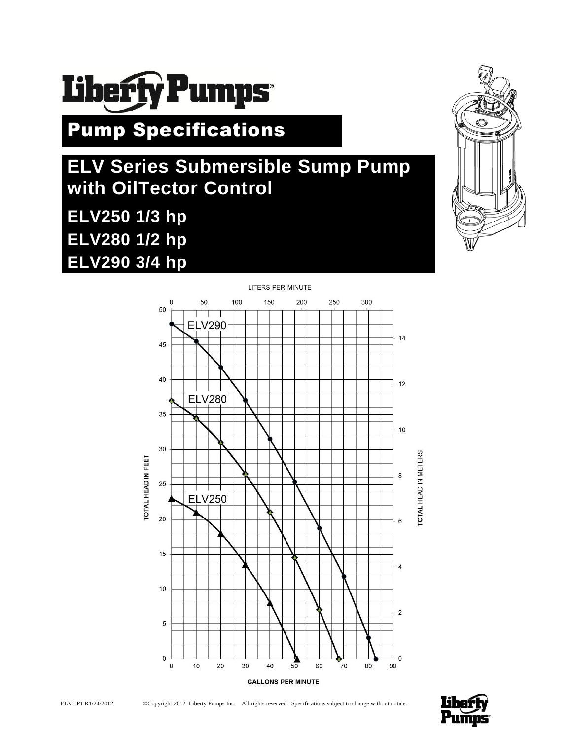# Liberty Pumps

## Pump Specifications

## ELV Series Submersible Sump Pump with OilTector Control

**ELV250 1/3 hp**

**ELV280 1/2 hp**

**ELV290 3/4 hp**

LITERS PER MINUTE

0 50 100 150 200 250 300

TOTAL HEAD IN FEET

TOTAL HEAD IN METERS

ELV290

ELV280

ELV250

GALLONS PER MINUTE

ELV_ P1 R1/24/2012 ©Copyright 2012 Liberty Pumps Inc. All rights reserved. Specifications subject to change without notice.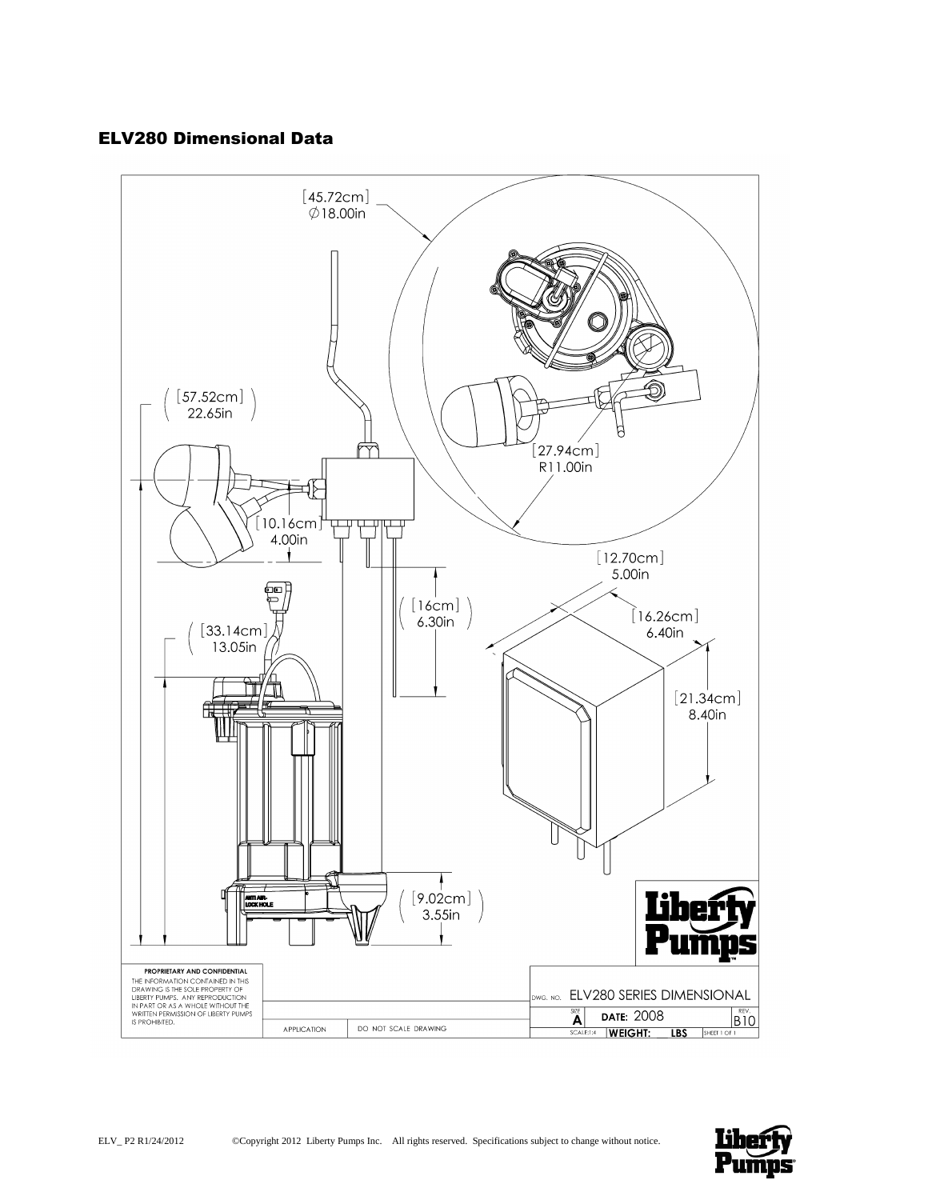## ELV280 Dimensional Data

[45.72cm]
∅18.00in

[57.52cm]
22.65in

[27.94cm]
R11.00in

[10.16cm]
4.00in

[12.70cm]
5.00in

[16cm]
6.30in

[16.26cm]
6.40in

[33.14cm]
13.05in

[21.34cm]
8.40in

ANTI AIR-LOCK HOLE

[9.02cm]
3.55in

Liberty Pumps

PROPRIETARY AND CONFIDENTIAL
THE INFORMATION CONTAINED IN THIS DRAWING IS THE SOLE PROPERTY OF LIBERTY PUMPS. ANY REPRODUCTION IN PART OR AS A WHOLE WITHOUT THE WRITTEN PERMISSION OF LIBERTY PUMPS IS PROHIBITED.

APPLICATION | DO NOT SCALE DRAWING

DWG. NO. ELV280 SERIES DIMENSIONAL

SIZE A | DATE: 2008 | REV. B10

SCALE:1:4 | WEIGHT: LBS | SHEET 1 OF 1

ELV_ P2 R1/24/2012 ©Copyright 2012 Liberty Pumps Inc. All rights reserved. Specifications subject to change without notice.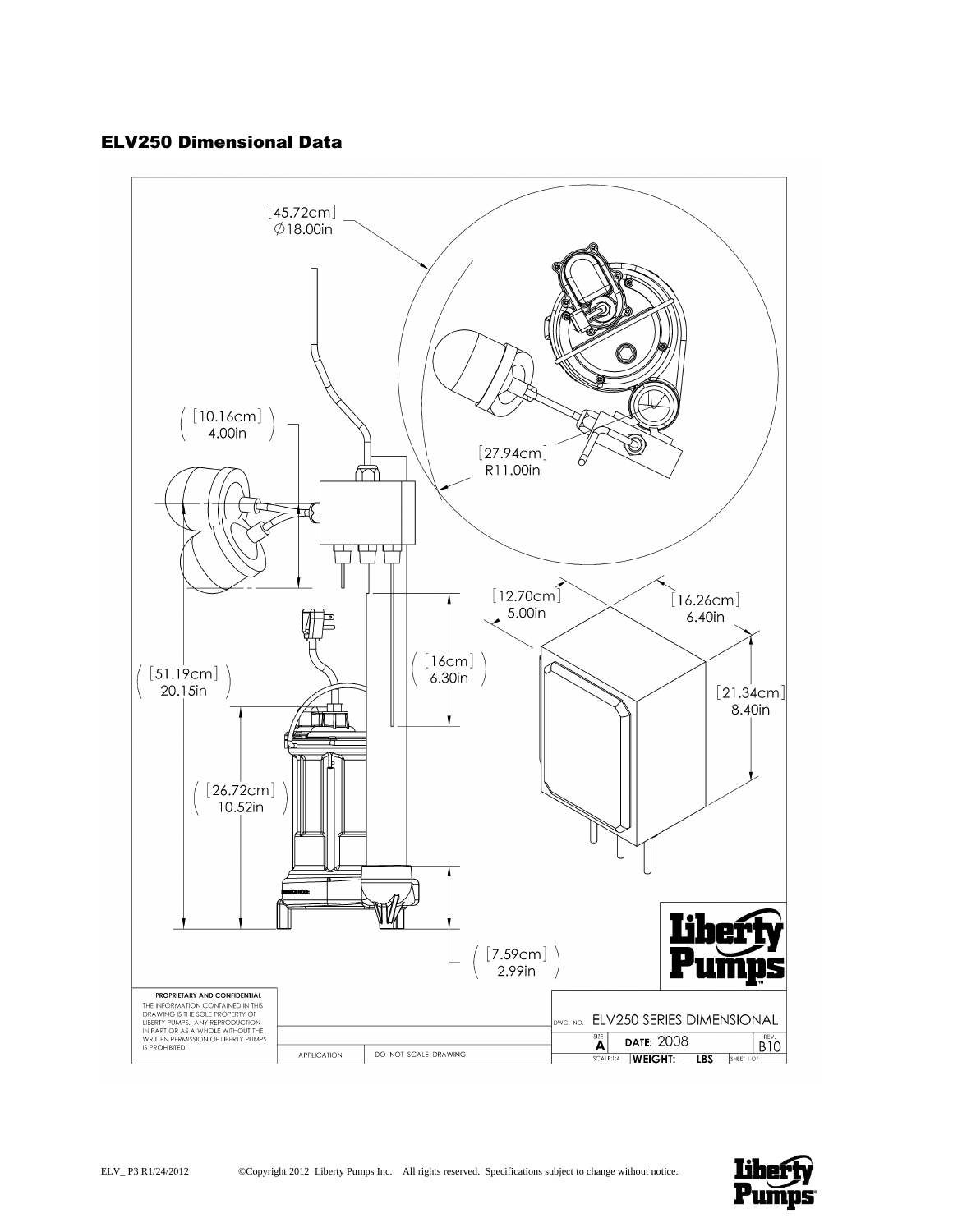## ELV250 Dimensional Data

[45.72cm]
∅18.00in

[10.16cm]
4.00in

[27.94cm]
R11.00in

[12.70cm]
5.00in

[16.26cm]
6.40in

[16cm]
6.30in

[51.19cm]
20.15in

[21.34cm]
8.40in

[26.72cm]
10.52in

[7.59cm]
2.99in

**PROPRIETARY AND CONFIDENTIAL**
THE INFORMATION CONTAINED IN THIS DRAWING IS THE SOLE PROPERTY OF LIBERTY PUMPS. ANY REPRODUCTION IN PART OR AS A WHOLE WITHOUT THE WRITTEN PERMISSION OF LIBERTY PUMPS IS PROHIBITED.

APPLICATION | DO NOT SCALE DRAWING

DWG. NO. ELV250 SERIES DIMENSIONAL
SIZE A | DATE: 2008 | REV. B10
SCALE:1:4 | WEIGHT: LBS | SHEET 1 OF 1

ELV_ P3 R1/24/2012 ©Copyright 2012 Liberty Pumps Inc. All rights reserved. Specifications subject to change without notice.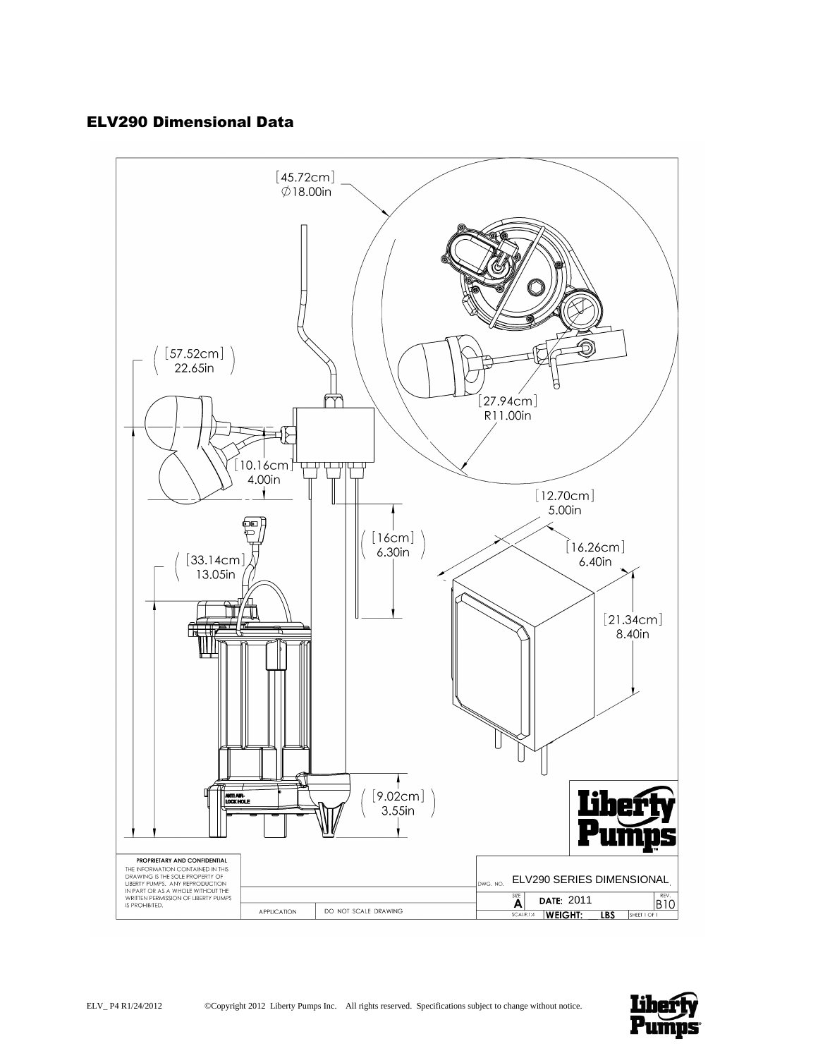## ELV290 Dimensional Data

[45.72cm]
∅18.00in

[57.52cm]
22.65in

[27.94cm]
R11.00in

[10.16cm]
4.00in

[12.70cm]
5.00in

[16cm]
6.30in

[16.26cm]
6.40in

[33.14cm]
13.05in

[21.34cm]
8.40in

ANTI AIR-LOCK HOLE

[9.02cm]
3.55in

Liberty Pumps

PROPRIETARY AND CONFIDENTIAL
THE INFORMATION CONTAINED IN THIS DRAWING IS THE SOLE PROPERTY OF LIBERTY PUMPS. ANY REPRODUCTION IN PART OR AS A WHOLE WITHOUT THE WRITTEN PERMISSION OF LIBERTY PUMPS IS PROHIBITED.

| APPLICATION | DO NOT SCALE DRAWING |
|---|---|

| DWG. NO. | ELV290 SERIES DIMENSIONAL | | |
|---|---|---|---|
| SIZE A | DATE: 2011 | | REV. B10 |
| SCALE:1:4 | WEIGHT: ___ LBS | | SHEET 1 OF 1 |

ELV_ P4 R1/24/2012 ©Copyright 2012 Liberty Pumps Inc. All rights reserved. Specifications subject to change without notice.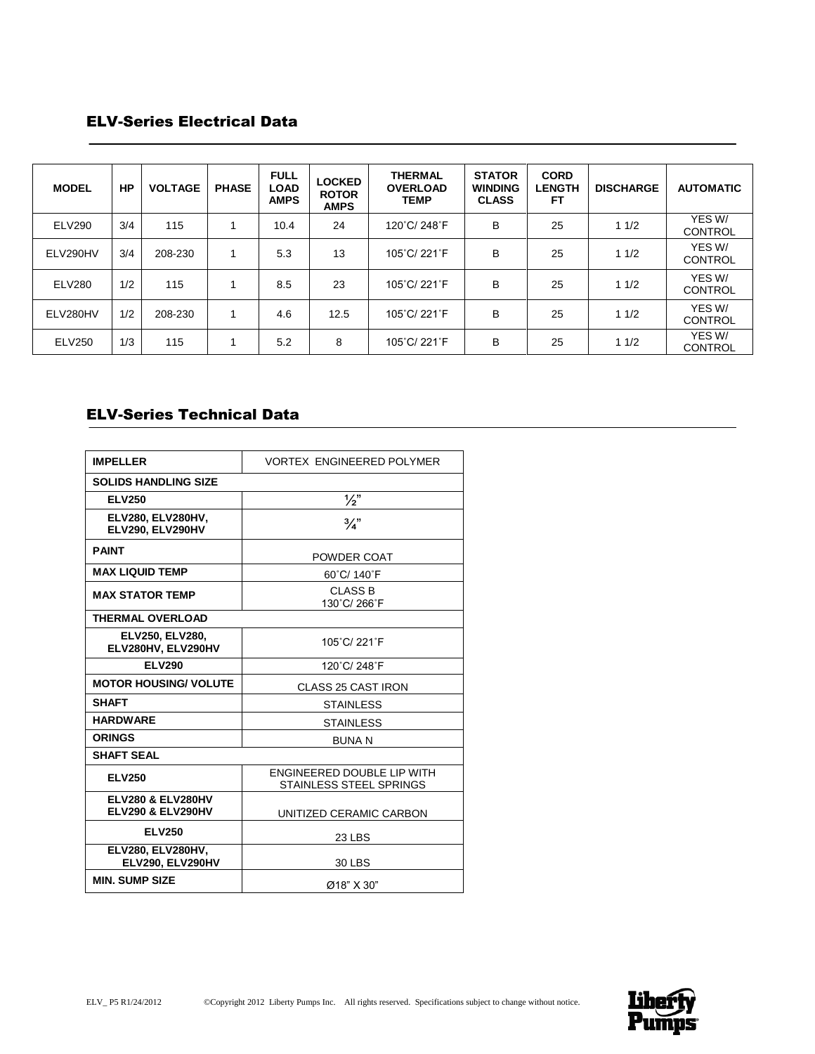## ELV-Series Electrical Data

| MODEL | HP | VOLTAGE | PHASE | FULL LOAD AMPS | LOCKED ROTOR AMPS | THERMAL OVERLOAD TEMP | STATOR WINDING CLASS | CORD LENGTH FT | DISCHARGE | AUTOMATIC |
|---|---|---|---|---|---|---|---|---|---|---|
| ELV290 | 3/4 | 115 | 1 | 10.4 | 24 | 120˚C/ 248˚F | B | 25 | 1 1/2 | YES W/ CONTROL |
| ELV290HV | 3/4 | 208-230 | 1 | 5.3 | 13 | 105˚C/ 221˚F | B | 25 | 1 1/2 | YES W/ CONTROL |
| ELV280 | 1/2 | 115 | 1 | 8.5 | 23 | 105˚C/ 221˚F | B | 25 | 1 1/2 | YES W/ CONTROL |
| ELV280HV | 1/2 | 208-230 | 1 | 4.6 | 12.5 | 105˚C/ 221˚F | B | 25 | 1 1/2 | YES W/ CONTROL |
| ELV250 | 1/3 | 115 | 1 | 5.2 | 8 | 105˚C/ 221˚F | B | 25 | 1 1/2 | YES W/ CONTROL |

## ELV-Series Technical Data

| IMPELLER | VORTEX ENGINEERED POLYMER |
|---|---|
| **SOLIDS HANDLING SIZE** | |
| **ELV250** | ½" |
| **ELV280, ELV280HV, ELV290, ELV290HV** | ¾" |
| **PAINT** | POWDER COAT |
| **MAX LIQUID TEMP** | 60˚C/ 140˚F |
| **MAX STATOR TEMP** | CLASS B 130˚C/ 266˚F |
| **THERMAL OVERLOAD** | |
| **ELV250, ELV280, ELV280HV, ELV290HV** | 105˚C/ 221˚F |
| **ELV290** | 120˚C/ 248˚F |
| **MOTOR HOUSING/ VOLUTE** | CLASS 25 CAST IRON |
| **SHAFT** | STAINLESS |
| **HARDWARE** | STAINLESS |
| **ORINGS** | BUNA N |
| **SHAFT SEAL** | |
| **ELV250** | ENGINEERED DOUBLE LIP WITH STAINLESS STEEL SPRINGS |
| **ELV280 & ELV280HV ELV290 & ELV290HV** | UNITIZED CERAMIC CARBON |
| **ELV250** | 23 LBS |
| **ELV280, ELV280HV, ELV290, ELV290HV** | 30 LBS |
| **MIN. SUMP SIZE** | Ø18" X 30" |

ELV_ P5 R1/24/2012 ©Copyright 2012 Liberty Pumps Inc. All rights reserved. Specifications subject to change without notice.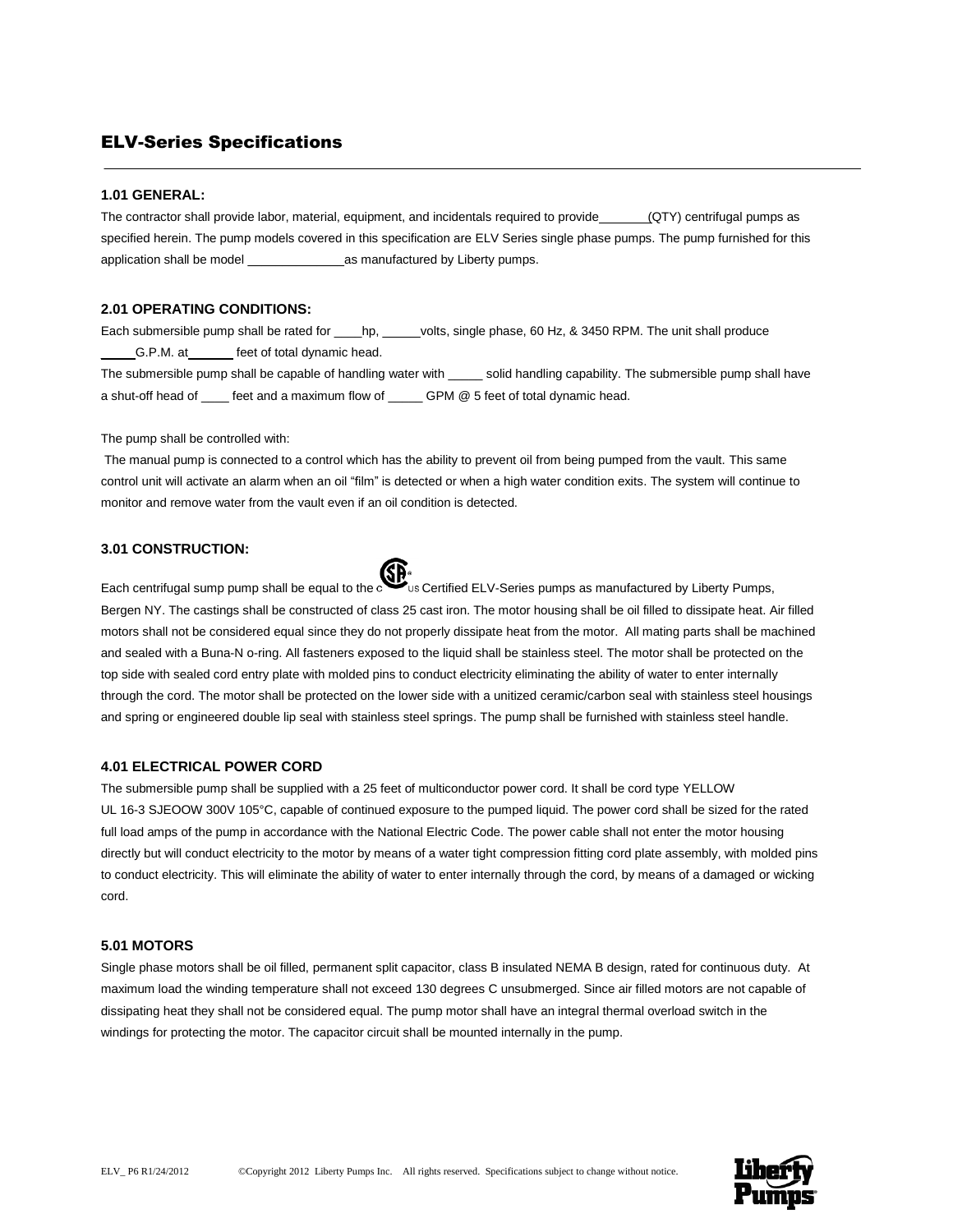## ELV-Series Specifications

### 1.01 GENERAL:

The contractor shall provide labor, material, equipment, and incidentals required to provide_______(QTY) centrifugal pumps as specified herein. The pump models covered in this specification are ELV Series single phase pumps. The pump furnished for this application shall be model ______________as manufactured by Liberty pumps.

### 2.01 OPERATING CONDITIONS:

Each submersible pump shall be rated for ____hp, _____volts, single phase, 60 Hz, & 3450 RPM. The unit shall produce _____G.P.M. at______ feet of total dynamic head.

The submersible pump shall be capable of handling water with _____ solid handling capability. The submersible pump shall have a shut-off head of ____ feet and a maximum flow of _____ GPM @ 5 feet of total dynamic head.

The pump shall be controlled with:

The manual pump is connected to a control which has the ability to prevent oil from being pumped from the vault. This same control unit will activate an alarm when an oil "film" is detected or when a high water condition exits. The system will continue to monitor and remove water from the vault even if an oil condition is detected.

### 3.01 CONSTRUCTION:

Each centrifugal sump pump shall be equal to the cSAus Certified ELV-Series pumps as manufactured by Liberty Pumps, Bergen NY. The castings shall be constructed of class 25 cast iron. The motor housing shall be oil filled to dissipate heat. Air filled motors shall not be considered equal since they do not properly dissipate heat from the motor. All mating parts shall be machined and sealed with a Buna-N o-ring. All fasteners exposed to the liquid shall be stainless steel. The motor shall be protected on the top side with sealed cord entry plate with molded pins to conduct electricity eliminating the ability of water to enter internally through the cord. The motor shall be protected on the lower side with a unitized ceramic/carbon seal with stainless steel housings and spring or engineered double lip seal with stainless steel springs. The pump shall be furnished with stainless steel handle.

### 4.01 ELECTRICAL POWER CORD

The submersible pump shall be supplied with a 25 feet of multiconductor power cord. It shall be cord type YELLOW UL 16-3 SJEOOW 300V 105°C, capable of continued exposure to the pumped liquid. The power cord shall be sized for the rated full load amps of the pump in accordance with the National Electric Code. The power cable shall not enter the motor housing directly but will conduct electricity to the motor by means of a water tight compression fitting cord plate assembly, with molded pins to conduct electricity. This will eliminate the ability of water to enter internally through the cord, by means of a damaged or wicking cord.

### 5.01 MOTORS

Single phase motors shall be oil filled, permanent split capacitor, class B insulated NEMA B design, rated for continuous duty. At maximum load the winding temperature shall not exceed 130 degrees C unsubmerged. Since air filled motors are not capable of dissipating heat they shall not be considered equal. The pump motor shall have an integral thermal overload switch in the windings for protecting the motor. The capacitor circuit shall be mounted internally in the pump.

ELV_ P6 R1/24/2012 ©Copyright 2012 Liberty Pumps Inc. All rights reserved. Specifications subject to change without notice.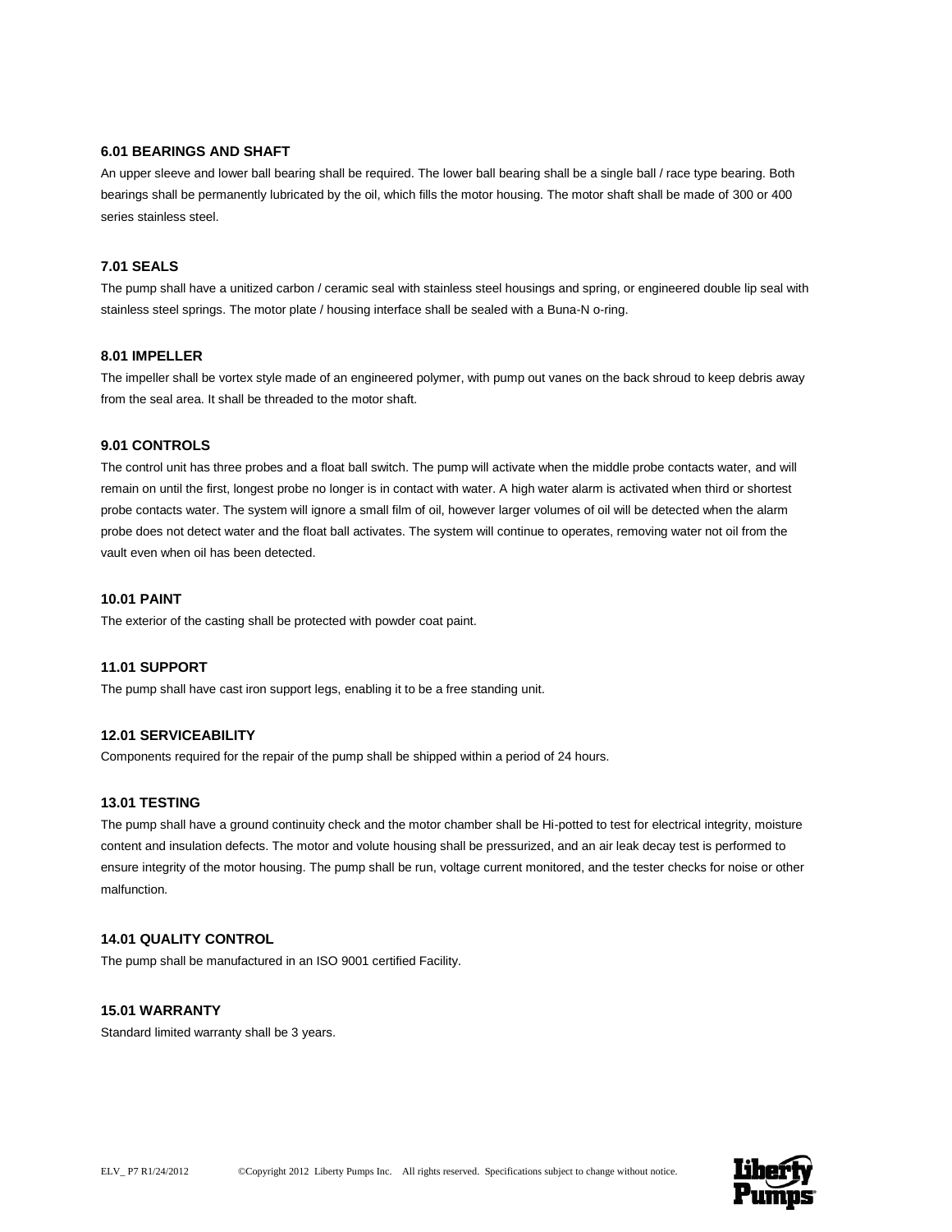### 6.01 BEARINGS AND SHAFT

An upper sleeve and lower ball bearing shall be required. The lower ball bearing shall be a single ball / race type bearing. Both bearings shall be permanently lubricated by the oil, which fills the motor housing. The motor shaft shall be made of 300 or 400 series stainless steel.

### 7.01 SEALS

The pump shall have a unitized carbon / ceramic seal with stainless steel housings and spring, or engineered double lip seal with stainless steel springs. The motor plate / housing interface shall be sealed with a Buna-N o-ring.

### 8.01 IMPELLER

The impeller shall be vortex style made of an engineered polymer, with pump out vanes on the back shroud to keep debris away from the seal area. It shall be threaded to the motor shaft.

### 9.01 CONTROLS

The control unit has three probes and a float ball switch. The pump will activate when the middle probe contacts water, and will remain on until the first, longest probe no longer is in contact with water. A high water alarm is activated when third or shortest probe contacts water. The system will ignore a small film of oil, however larger volumes of oil will be detected when the alarm probe does not detect water and the float ball activates. The system will continue to operates, removing water not oil from the vault even when oil has been detected.

### 10.01 PAINT

The exterior of the casting shall be protected with powder coat paint.

### 11.01 SUPPORT

The pump shall have cast iron support legs, enabling it to be a free standing unit.

### 12.01 SERVICEABILITY

Components required for the repair of the pump shall be shipped within a period of 24 hours.

### 13.01 TESTING

The pump shall have a ground continuity check and the motor chamber shall be Hi-potted to test for electrical integrity, moisture content and insulation defects. The motor and volute housing shall be pressurized, and an air leak decay test is performed to ensure integrity of the motor housing. The pump shall be run, voltage current monitored, and the tester checks for noise or other malfunction.

### 14.01 QUALITY CONTROL

The pump shall be manufactured in an ISO 9001 certified Facility.

### 15.01 WARRANTY

Standard limited warranty shall be 3 years.

ELV_ P7 R1/24/2012 ©Copyright 2012 Liberty Pumps Inc. All rights reserved. Specifications subject to change without notice.